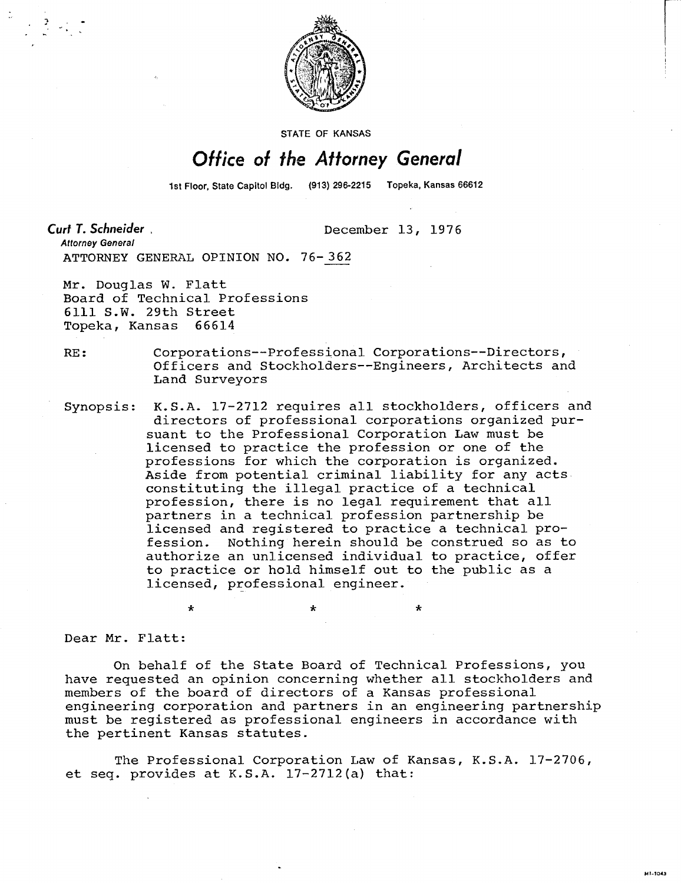STATE OF KANSAS

# Office of the Attorney General

1st Floor, State Capitol Bldg. (913) 296-2215 Topeka, Kansas 66612

**Curt T. Schneider**, 
*Attorney General*

December 13, 1976

ATTORNEY GENERAL OPINION NO. 76-362

Mr. Douglas W. Flatt
Board of Technical Professions
6111 S.W. 29th Street
Topeka, Kansas 66614

RE: Corporations--Professional Corporations--Directors, Officers and Stockholders--Engineers, Architects and Land Surveyors

Synopsis: K.S.A. 17-2712 requires all stockholders, officers and directors of professional corporations organized pursuant to the Professional Corporation Law must be licensed to practice the profession or one of the professions for which the corporation is organized. Aside from potential criminal liability for any acts constituting the illegal practice of a technical profession, there is no legal requirement that all partners in a technical profession partnership be licensed and registered to practice a technical profession. Nothing herein should be construed so as to authorize an unlicensed individual to practice, offer to practice or hold himself out to the public as a licensed, professional engineer.

\* \* \*

Dear Mr. Flatt:

On behalf of the State Board of Technical Professions, you have requested an opinion concerning whether all stockholders and members of the board of directors of a Kansas professional engineering corporation and partners in an engineering partnership must be registered as professional engineers in accordance with the pertinent Kansas statutes.

The Professional Corporation Law of Kansas, K.S.A. 17-2706, et seq. provides at K.S.A. 17-2712(a) that: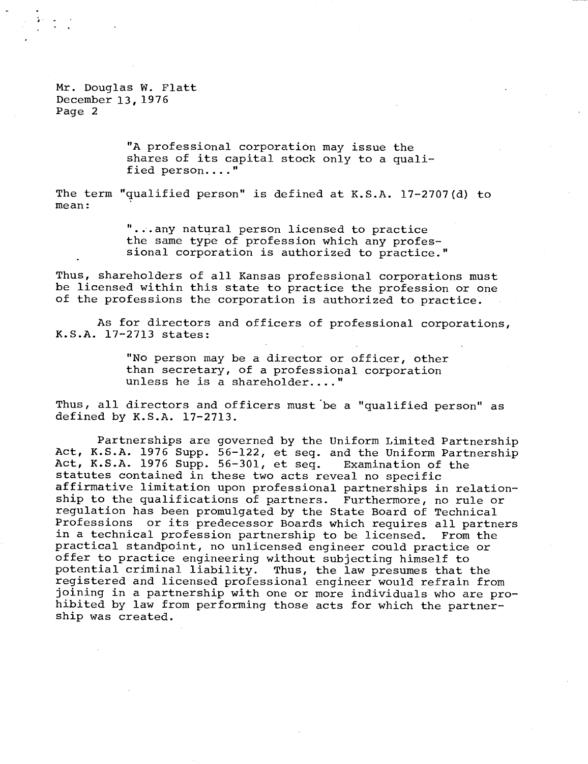Mr. Douglas W. Flatt
December 13, 1976
Page 2

> "A professional corporation may issue the shares of its capital stock only to a qualified person...."

The term "qualified person" is defined at K.S.A. 17-2707(d) to mean:

> "...any natural person licensed to practice the same type of profession which any professional corporation is authorized to practice."

Thus, shareholders of all Kansas professional corporations must be licensed within this state to practice the profession or one of the professions the corporation is authorized to practice.

As for directors and officers of professional corporations, K.S.A. 17-2713 states:

> "No person may be a director or officer, other than secretary, of a professional corporation unless he is a shareholder...."

Thus, all directors and officers must be a "qualified person" as defined by K.S.A. 17-2713.

Partnerships are governed by the Uniform Limited Partnership Act, K.S.A. 1976 Supp. 56-122, et seq. and the Uniform Partnership Act, K.S.A. 1976 Supp. 56-301, et seq. Examination of the statutes contained in these two acts reveal no specific affirmative limitation upon professional partnerships in relationship to the qualifications of partners. Furthermore, no rule or regulation has been promulgated by the State Board of Technical Professions or its predecessor Boards which requires all partners in a technical profession partnership to be licensed. From the practical standpoint, no unlicensed engineer could practice or offer to practice engineering without subjecting himself to potential criminal liability. Thus, the law presumes that the registered and licensed professional engineer would refrain from joining in a partnership with one or more individuals who are prohibited by law from performing those acts for which the partnership was created.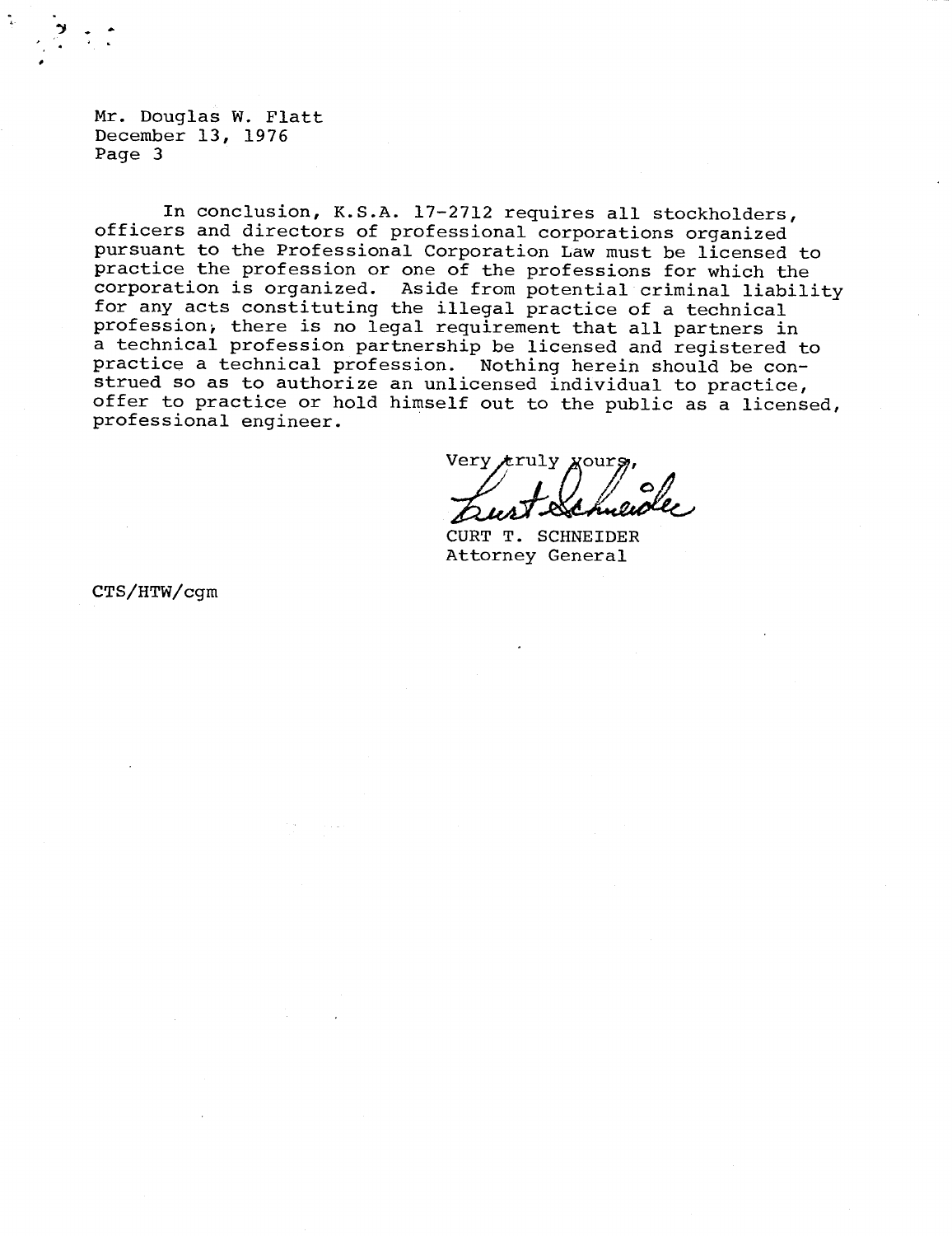Mr. Douglas W. Flatt
December 13, 1976
Page 3

In conclusion, K.S.A. 17-2712 requires all stockholders, officers and directors of professional corporations organized pursuant to the Professional Corporation Law must be licensed to practice the profession or one of the professions for which the corporation is organized. Aside from potential criminal liability for any acts constituting the illegal practice of a technical profession, there is no legal requirement that all partners in a technical profession partnership be licensed and registered to practice a technical profession. Nothing herein should be construed so as to authorize an unlicensed individual to practice, offer to practice or hold himself out to the public as a licensed, professional engineer.

Very truly yours,

CURT T. SCHNEIDER
Attorney General

CTS/HTW/cgm